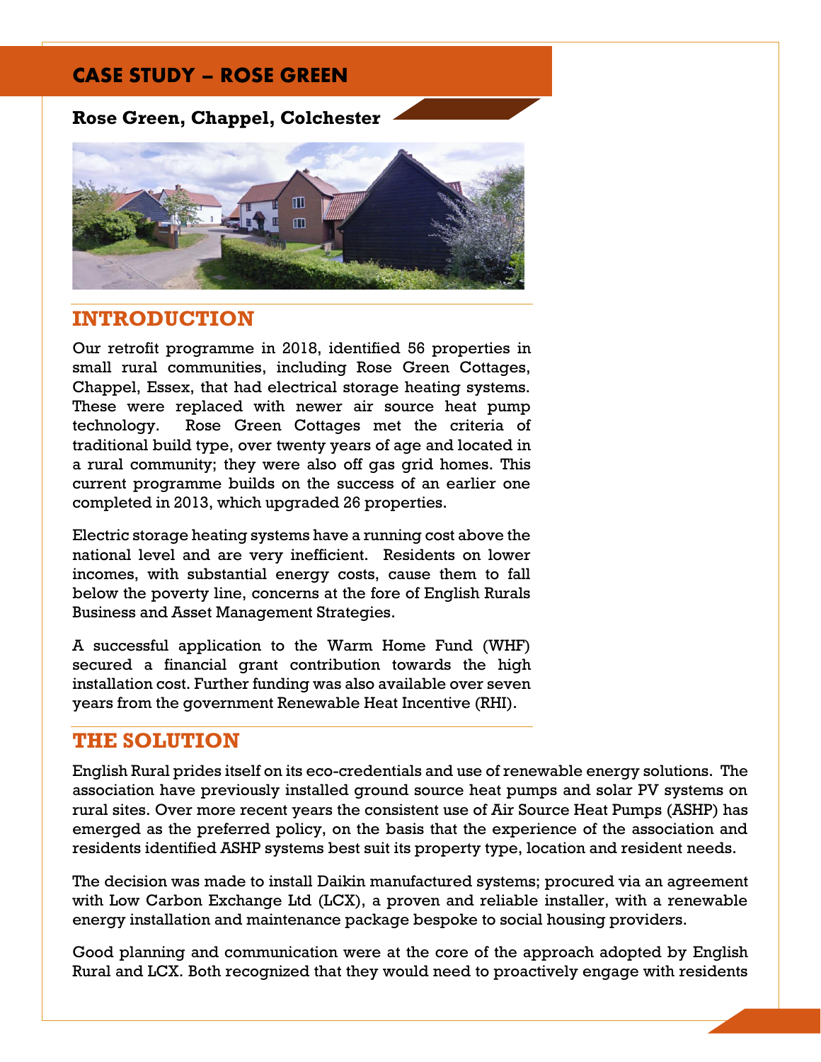# CASE STUDY – ROSE GREEN

**Rose Green, Chappel, Colchester**

## INTRODUCTION

Our retrofit programme in 2018, identified 56 properties in small rural communities, including Rose Green Cottages, Chappel, Essex, that had electrical storage heating systems. These were replaced with newer air source heat pump technology. Rose Green Cottages met the criteria of traditional build type, over twenty years of age and located in a rural community; they were also off gas grid homes. This current programme builds on the success of an earlier one completed in 2013, which upgraded 26 properties.

Electric storage heating systems have a running cost above the national level and are very inefficient. Residents on lower incomes, with substantial energy costs, cause them to fall below the poverty line, concerns at the fore of English Rurals Business and Asset Management Strategies.

A successful application to the Warm Home Fund (WHF) secured a financial grant contribution towards the high installation cost. Further funding was also available over seven years from the government Renewable Heat Incentive (RHI).

## THE SOLUTION

English Rural prides itself on its eco-credentials and use of renewable energy solutions. The association have previously installed ground source heat pumps and solar PV systems on rural sites. Over more recent years the consistent use of Air Source Heat Pumps (ASHP) has emerged as the preferred policy, on the basis that the experience of the association and residents identified ASHP systems best suit its property type, location and resident needs.

The decision was made to install Daikin manufactured systems; procured via an agreement with Low Carbon Exchange Ltd (LCX), a proven and reliable installer, with a renewable energy installation and maintenance package bespoke to social housing providers.

Good planning and communication were at the core of the approach adopted by English Rural and LCX. Both recognized that they would need to proactively engage with residents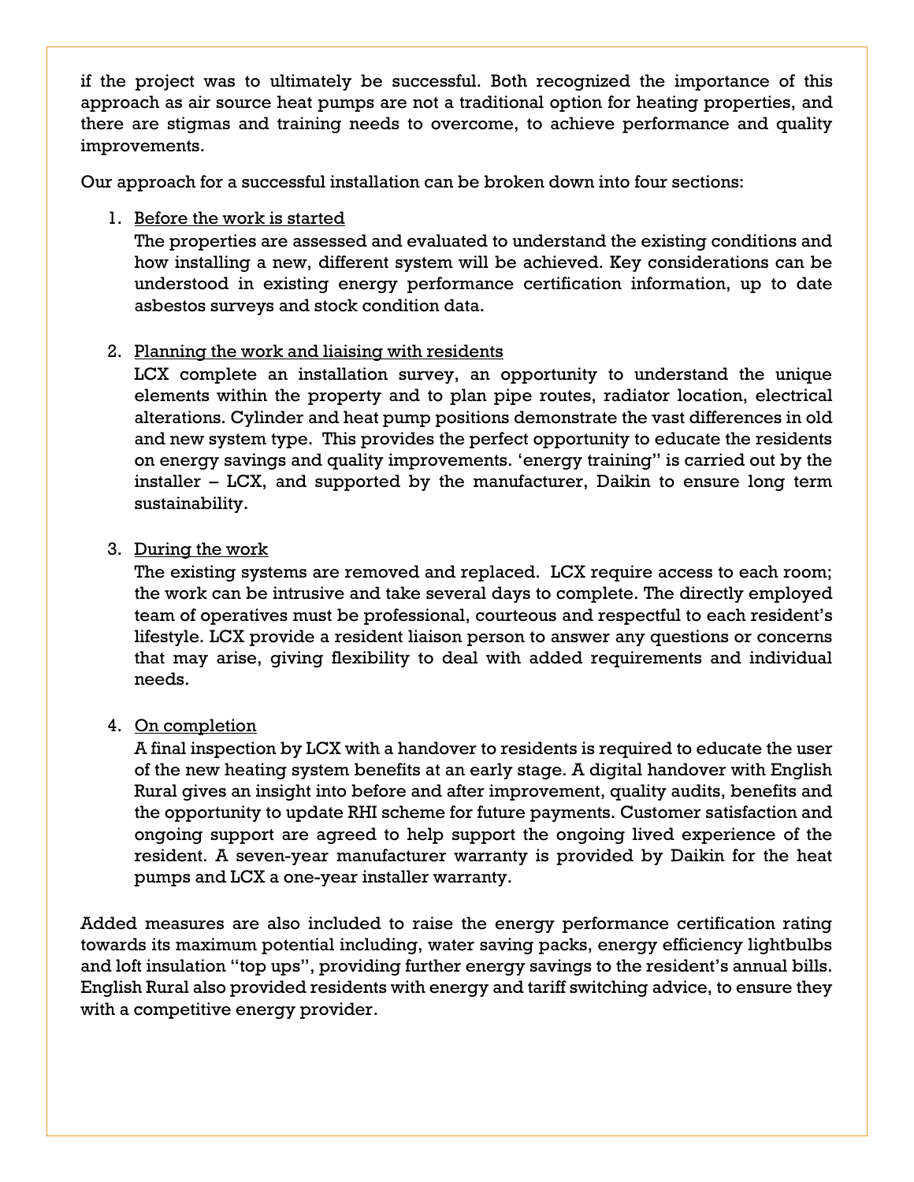if the project was to ultimately be successful. Both recognized the importance of this approach as air source heat pumps are not a traditional option for heating properties, and there are stigmas and training needs to overcome, to achieve performance and quality improvements.

Our approach for a successful installation can be broken down into four sections:

1. Before the work is started
   The properties are assessed and evaluated to understand the existing conditions and how installing a new, different system will be achieved. Key considerations can be understood in existing energy performance certification information, up to date asbestos surveys and stock condition data.

2. Planning the work and liaising with residents
   LCX complete an installation survey, an opportunity to understand the unique elements within the property and to plan pipe routes, radiator location, electrical alterations. Cylinder and heat pump positions demonstrate the vast differences in old and new system type. This provides the perfect opportunity to educate the residents on energy savings and quality improvements. 'energy training" is carried out by the installer – LCX, and supported by the manufacturer, Daikin to ensure long term sustainability.

3. During the work
   The existing systems are removed and replaced. LCX require access to each room; the work can be intrusive and take several days to complete. The directly employed team of operatives must be professional, courteous and respectful to each resident's lifestyle. LCX provide a resident liaison person to answer any questions or concerns that may arise, giving flexibility to deal with added requirements and individual needs.

4. On completion
   A final inspection by LCX with a handover to residents is required to educate the user of the new heating system benefits at an early stage. A digital handover with English Rural gives an insight into before and after improvement, quality audits, benefits and the opportunity to update RHI scheme for future payments. Customer satisfaction and ongoing support are agreed to help support the ongoing lived experience of the resident. A seven-year manufacturer warranty is provided by Daikin for the heat pumps and LCX a one-year installer warranty.

Added measures are also included to raise the energy performance certification rating towards its maximum potential including, water saving packs, energy efficiency lightbulbs and loft insulation "top ups", providing further energy savings to the resident's annual bills. English Rural also provided residents with energy and tariff switching advice, to ensure they with a competitive energy provider.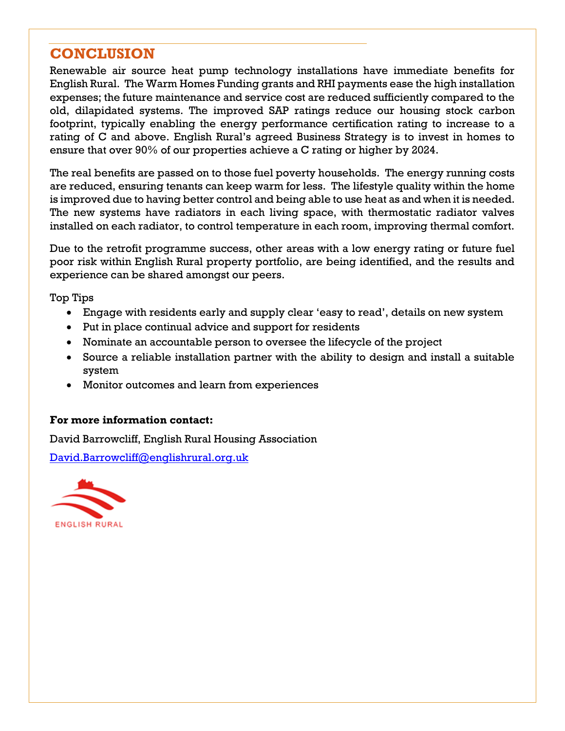# CONCLUSION

Renewable air source heat pump technology installations have immediate benefits for English Rural. The Warm Homes Funding grants and RHI payments ease the high installation expenses; the future maintenance and service cost are reduced sufficiently compared to the old, dilapidated systems. The improved SAP ratings reduce our housing stock carbon footprint, typically enabling the energy performance certification rating to increase to a rating of C and above. English Rural's agreed Business Strategy is to invest in homes to ensure that over 90% of our properties achieve a C rating or higher by 2024.

The real benefits are passed on to those fuel poverty households. The energy running costs are reduced, ensuring tenants can keep warm for less. The lifestyle quality within the home is improved due to having better control and being able to use heat as and when it is needed. The new systems have radiators in each living space, with thermostatic radiator valves installed on each radiator, to control temperature in each room, improving thermal comfort.

Due to the retrofit programme success, other areas with a low energy rating or future fuel poor risk within English Rural property portfolio, are being identified, and the results and experience can be shared amongst our peers.

Top Tips

- Engage with residents early and supply clear 'easy to read', details on new system
- Put in place continual advice and support for residents
- Nominate an accountable person to oversee the lifecycle of the project
- Source a reliable installation partner with the ability to design and install a suitable system
- Monitor outcomes and learn from experiences

**For more information contact:**

David Barrowcliff, English Rural Housing Association

[David.Barrowcliff@englishrural.org.uk](mailto:David.Barrowcliff@englishrural.org.uk)

ENGLISH RURAL